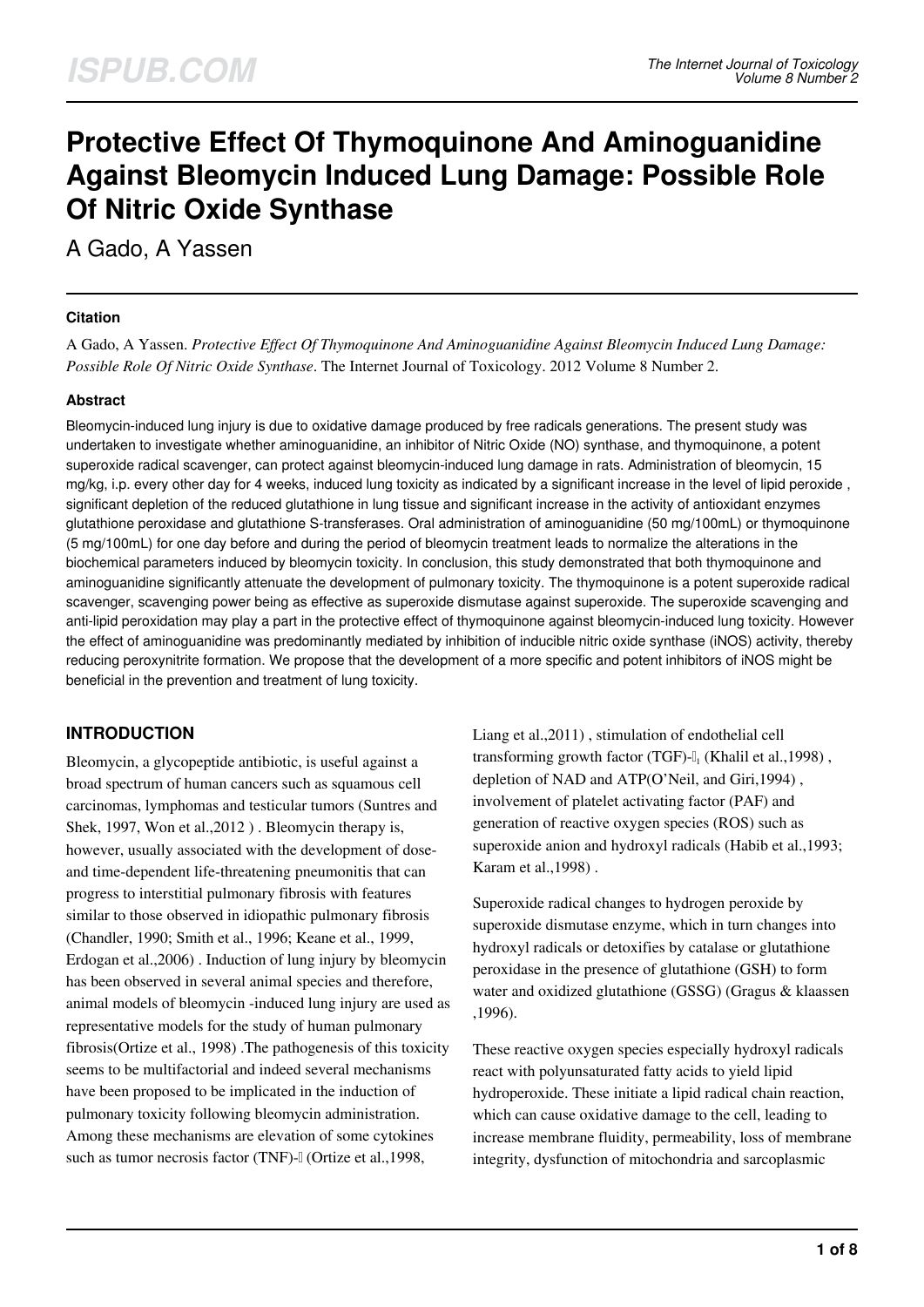# Protective Effect Of Thymoquinone And Aminoguanidine Against Bleomycin Induced Lung Damage: Possible Role Of Nitric Oxide Synthase

A Gado, A Yassen

### Citation

A Gado, A Yassen. *Protective Effect Of Thymoquinone And Aminoguanidine Against Bleomycin Induced Lung Damage: Possible Role Of Nitric Oxide Synthase*. The Internet Journal of Toxicology. 2012 Volume 8 Number 2.

### Abstract

Bleomycin-induced lung injury is due to oxidative damage produced by free radicals generations. The present study was undertaken to investigate whether aminoguanidine, an inhibitor of Nitric Oxide (NO) synthase, and thymoquinone, a potent superoxide radical scavenger, can protect against bleomycin-induced lung damage in rats. Administration of bleomycin, 15 mg/kg, i.p. every other day for 4 weeks, induced lung toxicity as indicated by a significant increase in the level of lipid peroxide , significant depletion of the reduced glutathione in lung tissue and significant increase in the activity of antioxidant enzymes glutathione peroxidase and glutathione S-transferases. Oral administration of aminoguanidine (50 mg/100mL) or thymoquinone (5 mg/100mL) for one day before and during the period of bleomycin treatment leads to normalize the alterations in the biochemical parameters induced by bleomycin toxicity. In conclusion, this study demonstrated that both thymoquinone and aminoguanidine significantly attenuate the development of pulmonary toxicity. The thymoquinone is a potent superoxide radical scavenger, scavenging power being as effective as superoxide dismutase against superoxide. The superoxide scavenging and anti-lipid peroxidation may play a part in the protective effect of thymoquinone against bleomycin-induced lung toxicity. However the effect of aminoguanidine was predominantly mediated by inhibition of inducible nitric oxide synthase (iNOS) activity, thereby reducing peroxynitrite formation. We propose that the development of a more specific and potent inhibitors of iNOS might be beneficial in the prevention and treatment of lung toxicity.

## INTRODUCTION

Bleomycin, a glycopeptide antibiotic, is useful against a broad spectrum of human cancers such as squamous cell carcinomas, lymphomas and testicular tumors (Suntres and Shek, 1997, Won et al.,2012 ) . Bleomycin therapy is, however, usually associated with the development of dose- and time-dependent life-threatening pneumonitis that can progress to interstitial pulmonary fibrosis with features similar to those observed in idiopathic pulmonary fibrosis (Chandler, 1990; Smith et al., 1996; Keane et al., 1999, Erdogan et al.,2006) . Induction of lung injury by bleomycin has been observed in several animal species and therefore, animal models of bleomycin -induced lung injury are used as representative models for the study of human pulmonary fibrosis(Ortize et al., 1998) .The pathogenesis of this toxicity seems to be multifactorial and indeed several mechanisms have been proposed to be implicated in the induction of pulmonary toxicity following bleomycin administration. Among these mechanisms are elevation of some cytokines such as tumor necrosis factor (TNF)-α (Ortize et al.,1998, Liang et al.,2011) , stimulation of endothelial cell transforming growth factor (TGF)-$\beta_1$ (Khalil et al.,1998) , depletion of NAD and ATP(O'Neil, and Giri,1994) , involvement of platelet activating factor (PAF) and generation of reactive oxygen species (ROS) such as superoxide anion and hydroxyl radicals (Habib et al.,1993; Karam et al.,1998) .

Superoxide radical changes to hydrogen peroxide by superoxide dismutase enzyme, which in turn changes into hydroxyl radicals or detoxifies by catalase or glutathione peroxidase in the presence of glutathione (GSH) to form water and oxidized glutathione (GSSG) (Gragus & klaassen ,1996).

These reactive oxygen species especially hydroxyl radicals react with polyunsaturated fatty acids to yield lipid hydroperoxide. These initiate a lipid radical chain reaction, which can cause oxidative damage to the cell, leading to increase membrane fluidity, permeability, loss of membrane integrity, dysfunction of mitochondria and sarcoplasmic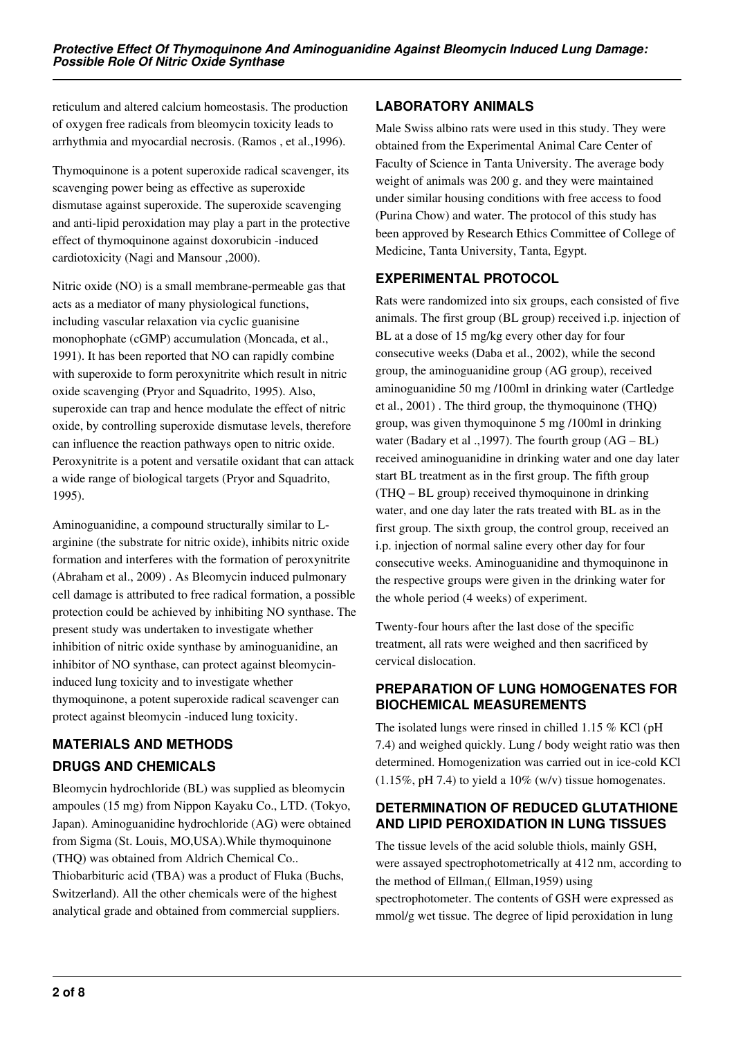reticulum and altered calcium homeostasis. The production of oxygen free radicals from bleomycin toxicity leads to arrhythmia and myocardial necrosis. (Ramos , et al.,1996).

Thymoquinone is a potent superoxide radical scavenger, its scavenging power being as effective as superoxide dismutase against superoxide. The superoxide scavenging and anti-lipid peroxidation may play a part in the protective effect of thymoquinone against doxorubicin -induced cardiotoxicity (Nagi and Mansour ,2000).

Nitric oxide (NO) is a small membrane-permeable gas that acts as a mediator of many physiological functions, including vascular relaxation via cyclic guanisine monophophate (cGMP) accumulation (Moncada, et al., 1991). It has been reported that NO can rapidly combine with superoxide to form peroxynitrite which result in nitric oxide scavenging (Pryor and Squadrito, 1995). Also, superoxide can trap and hence modulate the effect of nitric oxide, by controlling superoxide dismutase levels, therefore can influence the reaction pathways open to nitric oxide. Peroxynitrite is a potent and versatile oxidant that can attack a wide range of biological targets (Pryor and Squadrito, 1995).

Aminoguanidine, a compound structurally similar to L-arginine (the substrate for nitric oxide), inhibits nitric oxide formation and interferes with the formation of peroxynitrite (Abraham et al., 2009) . As Bleomycin induced pulmonary cell damage is attributed to free radical formation, a possible protection could be achieved by inhibiting NO synthase. The present study was undertaken to investigate whether inhibition of nitric oxide synthase by aminoguanidine, an inhibitor of NO synthase, can protect against bleomycin-induced lung toxicity and to investigate whether thymoquinone, a potent superoxide radical scavenger can protect against bleomycin -induced lung toxicity.

## MATERIALS AND METHODS

### DRUGS AND CHEMICALS

Bleomycin hydrochloride (BL) was supplied as bleomycin ampoules (15 mg) from Nippon Kayaku Co., LTD. (Tokyo, Japan). Aminoguanidine hydrochloride (AG) were obtained from Sigma (St. Louis, MO,USA).While thymoquinone (THQ) was obtained from Aldrich Chemical Co.. Thiobarbituric acid (TBA) was a product of Fluka (Buchs, Switzerland). All the other chemicals were of the highest analytical grade and obtained from commercial suppliers.

### LABORATORY ANIMALS

Male Swiss albino rats were used in this study. They were obtained from the Experimental Animal Care Center of Faculty of Science in Tanta University. The average body weight of animals was 200 g. and they were maintained under similar housing conditions with free access to food (Purina Chow) and water. The protocol of this study has been approved by Research Ethics Committee of College of Medicine, Tanta University, Tanta, Egypt.

### EXPERIMENTAL PROTOCOL

Rats were randomized into six groups, each consisted of five animals. The first group (BL group) received i.p. injection of BL at a dose of 15 mg/kg every other day for four consecutive weeks (Daba et al., 2002), while the second group, the aminoguanidine group (AG group), received aminoguanidine 50 mg /100ml in drinking water (Cartledge et al., 2001) . The third group, the thymoquinone (THQ) group, was given thymoquinone 5 mg /100ml in drinking water (Badary et al .,1997). The fourth group (AG – BL) received aminoguanidine in drinking water and one day later start BL treatment as in the first group. The fifth group (THQ – BL group) received thymoquinone in drinking water, and one day later the rats treated with BL as in the first group. The sixth group, the control group, received an i.p. injection of normal saline every other day for four consecutive weeks. Aminoguanidine and thymoquinone in the respective groups were given in the drinking water for the whole period (4 weeks) of experiment.

Twenty-four hours after the last dose of the specific treatment, all rats were weighed and then sacrificed by cervical dislocation.

### PREPARATION OF LUNG HOMOGENATES FOR BIOCHEMICAL MEASUREMENTS

The isolated lungs were rinsed in chilled 1.15 % KCl (pH 7.4) and weighed quickly. Lung / body weight ratio was then determined. Homogenization was carried out in ice-cold KCl (1.15%, pH 7.4) to yield a 10% (w/v) tissue homogenates.

### DETERMINATION OF REDUCED GLUTATHIONE AND LIPID PEROXIDATION IN LUNG TISSUES

The tissue levels of the acid soluble thiols, mainly GSH, were assayed spectrophotometrically at 412 nm, according to the method of Ellman,( Ellman,1959) using spectrophotometer. The contents of GSH were expressed as mmol/g wet tissue. The degree of lipid peroxidation in lung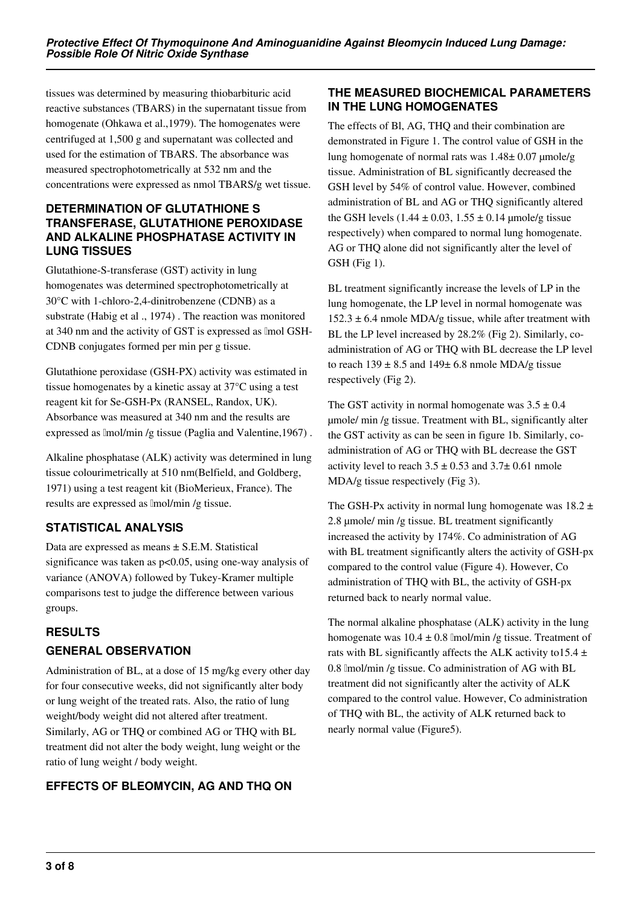tissues was determined by measuring thiobarbituric acid reactive substances (TBARS) in the supernatant tissue from homogenate (Ohkawa et al.,1979). The homogenates were centrifuged at 1,500 g and supernatant was collected and used for the estimation of TBARS. The absorbance was measured spectrophotometrically at 532 nm and the concentrations were expressed as nmol TBARS/g wet tissue.

## DETERMINATION OF GLUTATHIONE S TRANSFERASE, GLUTATHIONE PEROXIDASE AND ALKALINE PHOSPHATASE ACTIVITY IN LUNG TISSUES

Glutathione-S-transferase (GST) activity in lung homogenates was determined spectrophotometrically at 30°C with 1-chloro-2,4-dinitrobenzene (CDNB) as a substrate (Habig et al ., 1974) . The reaction was monitored at 340 nm and the activity of GST is expressed as mol GSH-CDNB conjugates formed per min per g tissue.

Glutathione peroxidase (GSH-PX) activity was estimated in tissue homogenates by a kinetic assay at 37°C using a test reagent kit for Se-GSH-Px (RANSEL, Randox, UK). Absorbance was measured at 340 nm and the results are expressed as mol/min /g tissue (Paglia and Valentine,1967) .

Alkaline phosphatase (ALK) activity was determined in lung tissue colourimetrically at 510 nm(Belfield, and Goldberg, 1971) using a test reagent kit (BioMerieux, France). The results are expressed as mol/min /g tissue.

## STATISTICAL ANALYSIS

Data are expressed as means ± S.E.M. Statistical significance was taken as $p<0.05$, using one-way analysis of variance (ANOVA) followed by Tukey-Kramer multiple comparisons test to judge the difference between various groups.

## RESULTS

## GENERAL OBSERVATION

Administration of BL, at a dose of 15 mg/kg every other day for four consecutive weeks, did not significantly alter body or lung weight of the treated rats. Also, the ratio of lung weight/body weight did not altered after treatment. Similarly, AG or THQ or combined AG or THQ with BL treatment did not alter the body weight, lung weight or the ratio of lung weight / body weight.

## EFFECTS OF BLEOMYCIN, AG AND THQ ON THE MEASURED BIOCHEMICAL PARAMETERS IN THE LUNG HOMOGENATES

The effects of Bl, AG, THQ and their combination are demonstrated in Figure 1. The control value of GSH in the lung homogenate of normal rats was 1.48± 0.07 µmole/g tissue. Administration of BL significantly decreased the GSH level by 54% of control value. However, combined administration of BL and AG or THQ significantly altered the GSH levels (1.44 ± 0.03, 1.55 ± 0.14 µmole/g tissue respectively) when compared to normal lung homogenate. AG or THQ alone did not significantly alter the level of GSH (Fig 1).

BL treatment significantly increase the levels of LP in the lung homogenate, the LP level in normal homogenate was 152.3 ± 6.4 nmole MDA/g tissue, while after treatment with BL the LP level increased by 28.2% (Fig 2). Similarly, co-administration of AG or THQ with BL decrease the LP level to reach 139 ± 8.5 and 149± 6.8 nmole MDA/g tissue respectively (Fig 2).

The GST activity in normal homogenate was 3.5 ± 0.4 µmole/ min /g tissue. Treatment with BL, significantly alter the GST activity as can be seen in figure 1b. Similarly, co-administration of AG or THQ with BL decrease the GST activity level to reach 3.5 ± 0.53 and 3.7± 0.61 nmole MDA/g tissue respectively (Fig 3).

The GSH-Px activity in normal lung homogenate was 18.2 ± 2.8 µmole/ min /g tissue. BL treatment significantly increased the activity by 174%. Co administration of AG with BL treatment significantly alters the activity of GSH-px compared to the control value (Figure 4). However, Co administration of THQ with BL, the activity of GSH-px returned back to nearly normal value.

The normal alkaline phosphatase (ALK) activity in the lung homogenate was 10.4 ± 0.8 mol/min /g tissue. Treatment of rats with BL significantly affects the ALK activity to15.4 ± 0.8 mol/min /g tissue. Co administration of AG with BL treatment did not significantly alter the activity of ALK compared to the control value. However, Co administration of THQ with BL, the activity of ALK returned back to nearly normal value (Figure5).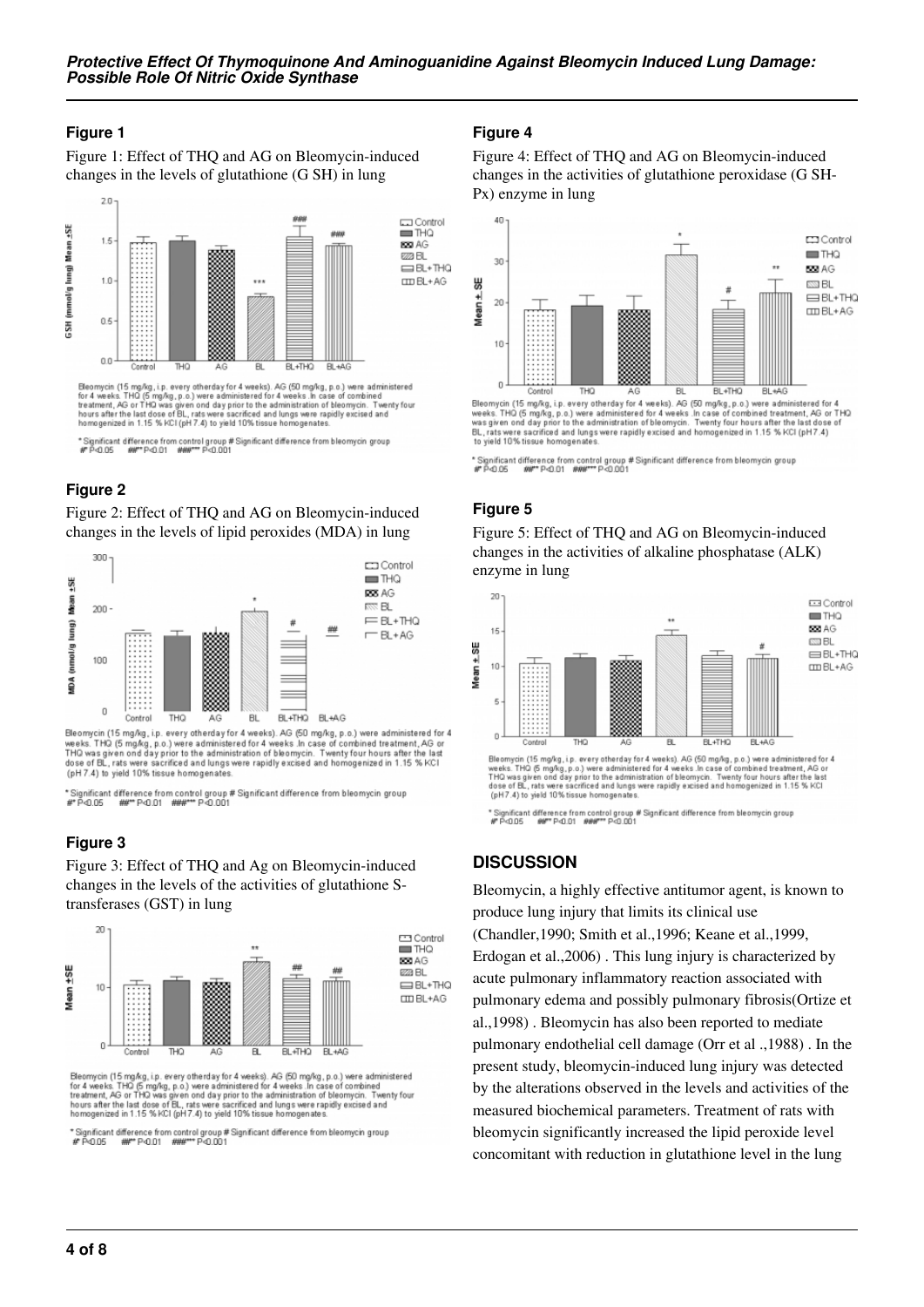### Figure 1

Figure 1: Effect of THQ and AG on Bleomycin-induced changes in the levels of glutathione (G SH) in lung

Bleomycin (15 mg/kg, i.p. every otherday for 4 weeks). AG (50 mg/kg, p.o.) were administered for 4 weeks. THQ (5 mg/kg, p.o.) were administered for 4 weeks .In case of combined treatment, AG or THQ was given ond day prior to the administration of bleomycin. Twenty four hours after the last dose of BL, rats were sacrificed and lungs were rapidly excised and homogenized in 1.15 % KCl (pH 7.4) to yield 10% tissue homogenates.

* Significant difference from control group # Significant difference from bleomycin group
#* P<0.05 ##** P<0.01 ###*** P<0.001

### Figure 2

Figure 2: Effect of THQ and AG on Bleomycin-induced changes in the levels of lipid peroxides (MDA) in lung

Bleomycin (15 mg/kg, i.p. every otherday for 4 weeks). AG (50 mg/kg, p.o.) were administered for 4 weeks. THQ (5 mg/kg, p.o.) were administered for 4 weeks .In case of combined treatment, AG or THQ was given ond day prior to the administration of bleomycin. Twenty four hours after the last dose of BL, rats were sacrificed and lungs were rapidly excised and homogenized in 1.15 % KCl (pH 7.4) to yield 10% tissue homogenates.

* Significant difference from control group # Significant difference from bleomycin group
#* P<0.05 ##** P<0.01 ###*** P<0.001

### Figure 3

Figure 3: Effect of THQ and Ag on Bleomycin-induced changes in the levels of the activities of glutathione S-transferases (GST) in lung

Bleomycin (15 mg/kg, i.p. every otherday for 4 weeks). AG (50 mg/kg, p.o.) were administered for 4 weeks. THQ (5 mg/kg, p.o.) were administered for 4 weeks .In case of combined treatment, AG or THQ was given ond day prior to the administration of bleomycin. Twenty four hours after the last dose of BL, rats were sacrificed and lungs were rapidly excised and homogenized in 1.15 % KCl (pH 7.4) to yield 10% tissue homogenates.

* Significant difference from control group # Significant difference from bleomycin group
#* P<0.05 ##** P<0.01 ###*** P<0.001

### Figure 4

Figure 4: Effect of THQ and AG on Bleomycin-induced changes in the activities of glutathione peroxidase (G SH-Px) enzyme in lung

Bleomycin (15 mg/kg, i.p. every otherday for 4 weeks). AG (50 mg/kg, p.o.) were administered for 4 weeks. THQ (5 mg/kg, p.o.) were administered for 4 weeks .In case of combined treatment, AG or THQ was given ond day prior to the administration of bleomycin. Twenty four hours after the last dose of BL, rats were sacrificed and lungs were rapidly excised and homogenized in 1.15 % KCl (pH 7.4) to yield 10% tissue homogenates.

* Significant difference from control group # Significant difference from bleomycin group
#* P<0.05 ##** P<0.01 ###*** P<0.001

### Figure 5

Figure 5: Effect of THQ and AG on Bleomycin-induced changes in the activities of alkaline phosphatase (ALK) enzyme in lung

Bleomycin (15 mg/kg, i.p. every otherday for 4 weeks). AG (50 mg/kg, p.o.) were administered for 4 weeks. THQ (5 mg/kg, p.o.) were administered for 4 weeks .In case of combined treatment, AG or THQ was given ond day prior to the administration of bleomycin. Twenty four hours after the last dose of BL, rats were sacrificed and lungs were rapidly excised and homogenized in 1.15 % KCl (pH 7.4) to yield 10% tissue homogenates.

* Significant difference from control group # Significant difference from bleomycin group
#* P<0.05 ##** P<0.01 ###*** P<0.001

## DISCUSSION

Bleomycin, a highly effective antitumor agent, is known to produce lung injury that limits its clinical use (Chandler,1990; Smith et al.,1996; Keane et al.,1999, Erdogan et al.,2006) . This lung injury is characterized by acute pulmonary inflammatory reaction associated with pulmonary edema and possibly pulmonary fibrosis(Ortize et al.,1998) . Bleomycin has also been reported to mediate pulmonary endothelial cell damage (Orr et al .,1988) . In the present study, bleomycin-induced lung injury was detected by the alterations observed in the levels and activities of the measured biochemical parameters. Treatment of rats with bleomycin significantly increased the lipid peroxide level concomitant with reduction in glutathione level in the lung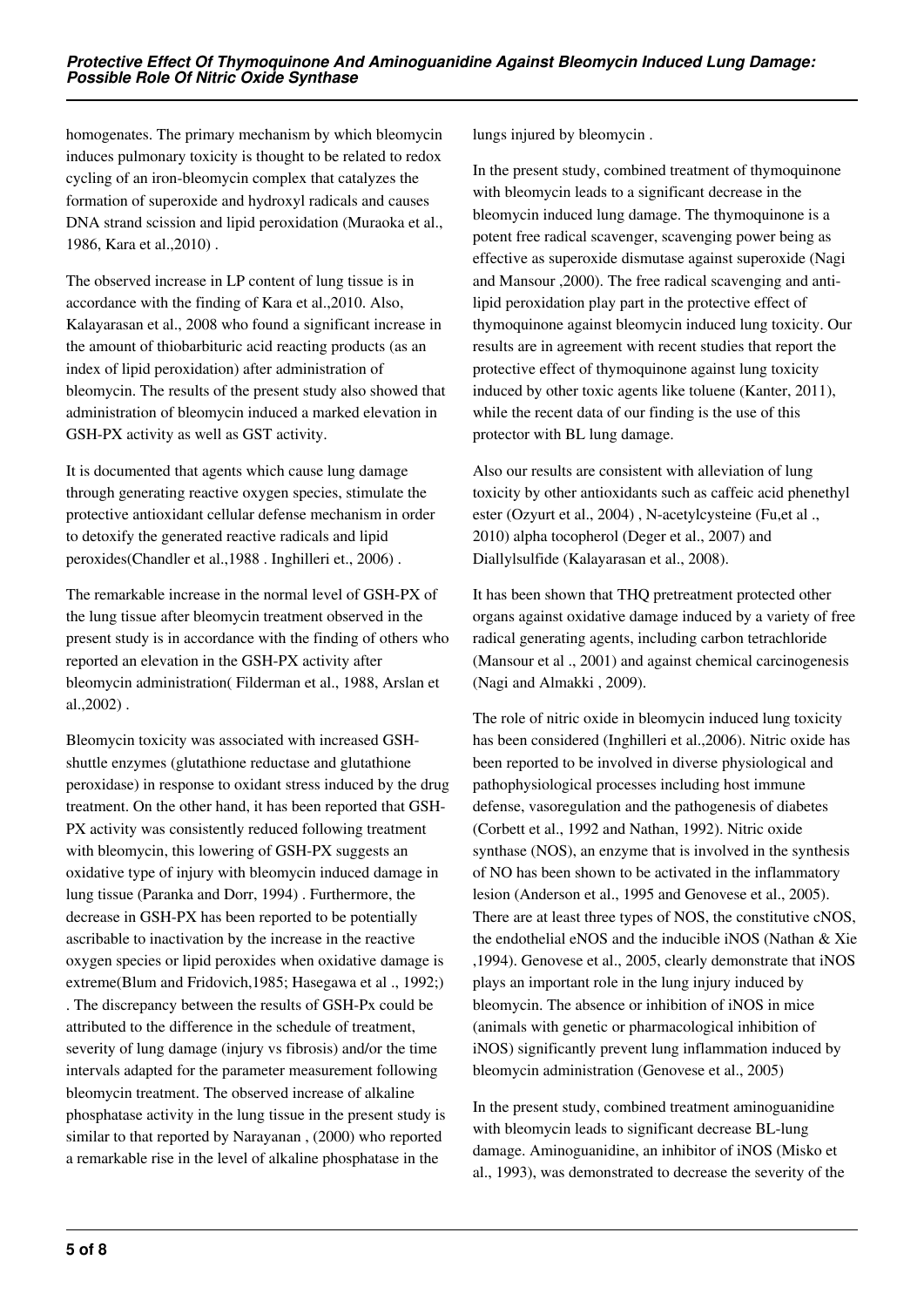homogenates. The primary mechanism by which bleomycin induces pulmonary toxicity is thought to be related to redox cycling of an iron-bleomycin complex that catalyzes the formation of superoxide and hydroxyl radicals and causes DNA strand scission and lipid peroxidation (Muraoka et al., 1986, Kara et al.,2010) .

The observed increase in LP content of lung tissue is in accordance with the finding of Kara et al.,2010. Also, Kalayarasan et al., 2008 who found a significant increase in the amount of thiobarbituric acid reacting products (as an index of lipid peroxidation) after administration of bleomycin. The results of the present study also showed that administration of bleomycin induced a marked elevation in GSH-PX activity as well as GST activity.

It is documented that agents which cause lung damage through generating reactive oxygen species, stimulate the protective antioxidant cellular defense mechanism in order to detoxify the generated reactive radicals and lipid peroxides(Chandler et al.,1988 . Inghilleri et., 2006) .

The remarkable increase in the normal level of GSH-PX of the lung tissue after bleomycin treatment observed in the present study is in accordance with the finding of others who reported an elevation in the GSH-PX activity after bleomycin administration( Filderman et al., 1988, Arslan et al.,2002) .

Bleomycin toxicity was associated with increased GSH-shuttle enzymes (glutathione reductase and glutathione peroxidase) in response to oxidant stress induced by the drug treatment. On the other hand, it has been reported that GSH-PX activity was consistently reduced following treatment with bleomycin, this lowering of GSH-PX suggests an oxidative type of injury with bleomycin induced damage in lung tissue (Paranka and Dorr, 1994) . Furthermore, the decrease in GSH-PX has been reported to be potentially ascribable to inactivation by the increase in the reactive oxygen species or lipid peroxides when oxidative damage is extreme(Blum and Fridovich,1985; Hasegawa et al ., 1992;) . The discrepancy between the results of GSH-Px could be attributed to the difference in the schedule of treatment, severity of lung damage (injury vs fibrosis) and/or the time intervals adapted for the parameter measurement following bleomycin treatment. The observed increase of alkaline phosphatase activity in the lung tissue in the present study is similar to that reported by Narayanan , (2000) who reported a remarkable rise in the level of alkaline phosphatase in the lungs injured by bleomycin .

In the present study, combined treatment of thymoquinone with bleomycin leads to a significant decrease in the bleomycin induced lung damage. The thymoquinone is a potent free radical scavenger, scavenging power being as effective as superoxide dismutase against superoxide (Nagi and Mansour ,2000). The free radical scavenging and anti-lipid peroxidation play part in the protective effect of thymoquinone against bleomycin induced lung toxicity. Our results are in agreement with recent studies that report the protective effect of thymoquinone against lung toxicity induced by other toxic agents like toluene (Kanter, 2011), while the recent data of our finding is the use of this protector with BL lung damage.

Also our results are consistent with alleviation of lung toxicity by other antioxidants such as caffeic acid phenethyl ester (Ozyurt et al., 2004) , N-acetylcysteine (Fu,et al ., 2010) alpha tocopherol (Deger et al., 2007) and Diallylsulfide (Kalayarasan et al., 2008).

It has been shown that THQ pretreatment protected other organs against oxidative damage induced by a variety of free radical generating agents, including carbon tetrachloride (Mansour et al ., 2001) and against chemical carcinogenesis (Nagi and Almakki , 2009).

The role of nitric oxide in bleomycin induced lung toxicity has been considered (Inghilleri et al.,2006). Nitric oxide has been reported to be involved in diverse physiological and pathophysiological processes including host immune defense, vasoregulation and the pathogenesis of diabetes (Corbett et al., 1992 and Nathan, 1992). Nitric oxide synthase (NOS), an enzyme that is involved in the synthesis of NO has been shown to be activated in the inflammatory lesion (Anderson et al., 1995 and Genovese et al., 2005). There are at least three types of NOS, the constitutive cNOS, the endothelial eNOS and the inducible iNOS (Nathan & Xie ,1994). Genovese et al., 2005, clearly demonstrate that iNOS plays an important role in the lung injury induced by bleomycin. The absence or inhibition of iNOS in mice (animals with genetic or pharmacological inhibition of iNOS) significantly prevent lung inflammation induced by bleomycin administration (Genovese et al., 2005)

In the present study, combined treatment aminoguanidine with bleomycin leads to significant decrease BL-lung damage. Aminoguanidine, an inhibitor of iNOS (Misko et al., 1993), was demonstrated to decrease the severity of the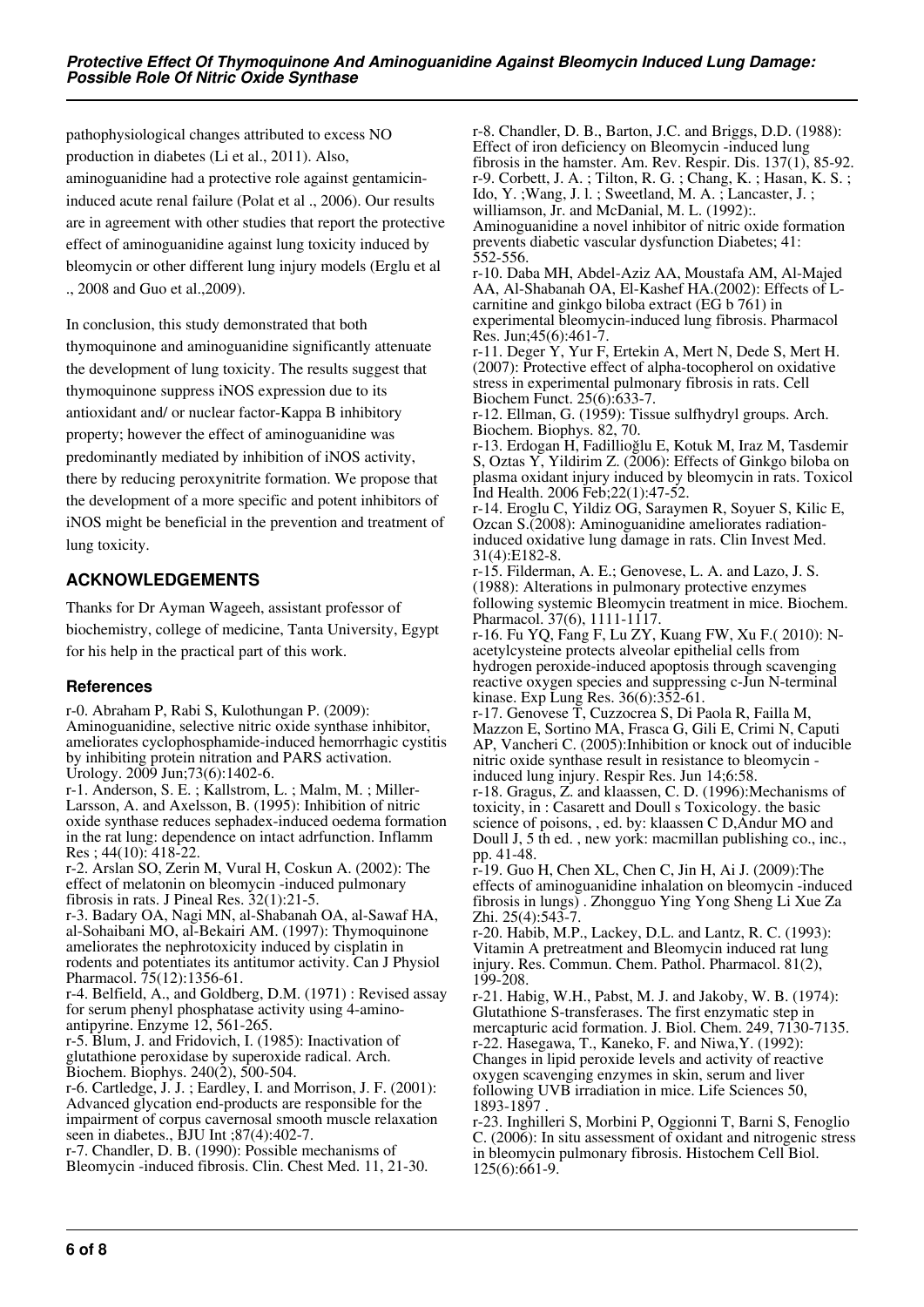pathophysiological changes attributed to excess NO production in diabetes (Li et al., 2011). Also, aminoguanidine had a protective role against gentamicin-induced acute renal failure (Polat et al ., 2006). Our results are in agreement with other studies that report the protective effect of aminoguanidine against lung toxicity induced by bleomycin or other different lung injury models (Erglu et al ., 2008 and Guo et al.,2009).

In conclusion, this study demonstrated that both thymoquinone and aminoguanidine significantly attenuate the development of lung toxicity. The results suggest that thymoquinone suppress iNOS expression due to its antioxidant and/ or nuclear factor-Kappa B inhibitory property; however the effect of aminoguanidine was predominantly mediated by inhibition of iNOS activity, there by reducing peroxynitrite formation. We propose that the development of a more specific and potent inhibitors of iNOS might be beneficial in the prevention and treatment of lung toxicity.

## ACKNOWLEDGEMENTS

Thanks for Dr Ayman Wageeh, assistant professor of biochemistry, college of medicine, Tanta University, Egypt for his help in the practical part of this work.

### References

r-0. Abraham P, Rabi S, Kulothungan P. (2009): Aminoguanidine, selective nitric oxide synthase inhibitor, ameliorates cyclophosphamide-induced hemorrhagic cystitis by inhibiting protein nitration and PARS activation. Urology. 2009 Jun;73(6):1402-6.

r-1. Anderson, S. E. ; Kallstrom, L. ; Malm, M. ; Miller-Larsson, A. and Axelsson, B. (1995): Inhibition of nitric oxide synthase reduces sephadex-induced oedema formation in the rat lung: dependence on intact adrfunction. Inflamm Res ; 44(10): 418-22.

r-2. Arslan SO, Zerin M, Vural H, Coskun A. (2002): The effect of melatonin on bleomycin -induced pulmonary fibrosis in rats. J Pineal Res. 32(1):21-5.

r-3. Badary OA, Nagi MN, al-Shabanah OA, al-Sawaf HA, al-Sohaibani MO, al-Bekairi AM. (1997): Thymoquinone ameliorates the nephrotoxicity induced by cisplatin in rodents and potentiates its antitumor activity. Can J Physiol Pharmacol. 75(12):1356-61.

r-4. Belfield, A., and Goldberg, D.M. (1971) : Revised assay for serum phenyl phosphatase activity using 4-amino-antipyrine. Enzyme 12, 561-265.

r-5. Blum, J. and Fridovich, I. (1985): Inactivation of glutathione peroxidase by superoxide radical. Arch. Biochem. Biophys. 240(2), 500-504.

r-6. Cartledge, J. J. ; Eardley, I. and Morrison, J. F. (2001): Advanced glycation end-products are responsible for the impairment of corpus cavernosal smooth muscle relaxation seen in diabetes., BJU Int ;87(4):402-7.

r-7. Chandler, D. B. (1990): Possible mechanisms of Bleomycin -induced fibrosis. Clin. Chest Med. 11, 21-30.

r-8. Chandler, D. B., Barton, J.C. and Briggs, D.D. (1988): Effect of iron deficiency on Bleomycin -induced lung fibrosis in the hamster. Am. Rev. Respir. Dis. 137(1), 85-92.

r-9. Corbett, J. A. ; Tilton, R. G. ; Chang, K. ; Hasan, K. S. ; Ido, Y. ;Wang, J. l. ; Sweetland, M. A. ; Lancaster, J. ; williamson, Jr. and McDanial, M. L. (1992):. Aminoguanidine a novel inhibitor of nitric oxide formation prevents diabetic vascular dysfunction Diabetes; 41: 552-556.

r-10. Daba MH, Abdel-Aziz AA, Moustafa AM, Al-Majed AA, Al-Shabanah OA, El-Kashef HA.(2002): Effects of L-carnitine and ginkgo biloba extract (EG b 761) in experimental bleomycin-induced lung fibrosis. Pharmacol Res. Jun;45(6):461-7.

r-11. Deger Y, Yur F, Ertekin A, Mert N, Dede S, Mert H. (2007): Protective effect of alpha-tocopherol on oxidative stress in experimental pulmonary fibrosis in rats. Cell Biochem Funct. 25(6):633-7.

r-12. Ellman, G. (1959): Tissue sulfhydryl groups. Arch. Biochem. Biophys. 82, 70.

r-13. Erdogan H, Fadillioğlu E, Kotuk M, Iraz M, Tasdemir S, Oztas Y, Yildirim Z. (2006): Effects of Ginkgo biloba on plasma oxidant injury induced by bleomycin in rats. Toxicol Ind Health. 2006 Feb;22(1):47-52.

r-14. Eroglu C, Yildiz OG, Saraymen R, Soyuer S, Kilic E, Ozcan S.(2008): Aminoguanidine ameliorates radiation-induced oxidative lung damage in rats. Clin Invest Med. 31(4):E182-8.

r-15. Filderman, A. E.; Genovese, L. A. and Lazo, J. S. (1988): Alterations in pulmonary protective enzymes following systemic Bleomycin treatment in mice. Biochem. Pharmacol. 37(6), 1111-1117.

r-16. Fu YQ, Fang F, Lu ZY, Kuang FW, Xu F.( 2010): N-acetylcysteine protects alveolar epithelial cells from hydrogen peroxide-induced apoptosis through scavenging reactive oxygen species and suppressing c-Jun N-terminal kinase. Exp Lung Res. 36(6):352-61.

r-17. Genovese T, Cuzzocrea S, Di Paola R, Failla M, Mazzon E, Sortino MA, Frasca G, Gili E, Crimi N, Caputi AP, Vancheri C. (2005):Inhibition or knock out of inducible nitric oxide synthase result in resistance to bleomycin -induced lung injury. Respir Res. Jun 14;6:58.

r-18. Gragus, Z. and klaassen, C. D. (1996):Mechanisms of toxicity, in : Casarett and Doull s Toxicology. the basic science of poisons, , ed. by: klaassen C D,Andur MO and Doull J, 5 th ed. , new york: macmillan publishing co., inc., pp. 41-48.

r-19. Guo H, Chen XL, Chen C, Jin H, Ai J. (2009):The effects of aminoguanidine inhalation on bleomycin -induced fibrosis in lungs) . Zhongguo Ying Yong Sheng Li Xue Za Zhi. 25(4):543-7.

r-20. Habib, M.P., Lackey, D.L. and Lantz, R. C. (1993): Vitamin A pretreatment and Bleomycin induced rat lung injury. Res. Commun. Chem. Pathol. Pharmacol. 81(2), 199-208.

r-21. Habig, W.H., Pabst, M. J. and Jakoby, W. B. (1974): Glutathione S-transferases. The first enzymatic step in mercapturic acid formation. J. Biol. Chem. 249, 7130-7135.

r-22. Hasegawa, T., Kaneko, F. and Niwa,Y. (1992): Changes in lipid peroxide levels and activity of reactive oxygen scavenging enzymes in skin, serum and liver following UVB irradiation in mice. Life Sciences 50, 1893-1897 .

r-23. Inghilleri S, Morbini P, Oggionni T, Barni S, Fenoglio C. (2006): In situ assessment of oxidant and nitrogenic stress in bleomycin pulmonary fibrosis. Histochem Cell Biol. 125(6):661-9.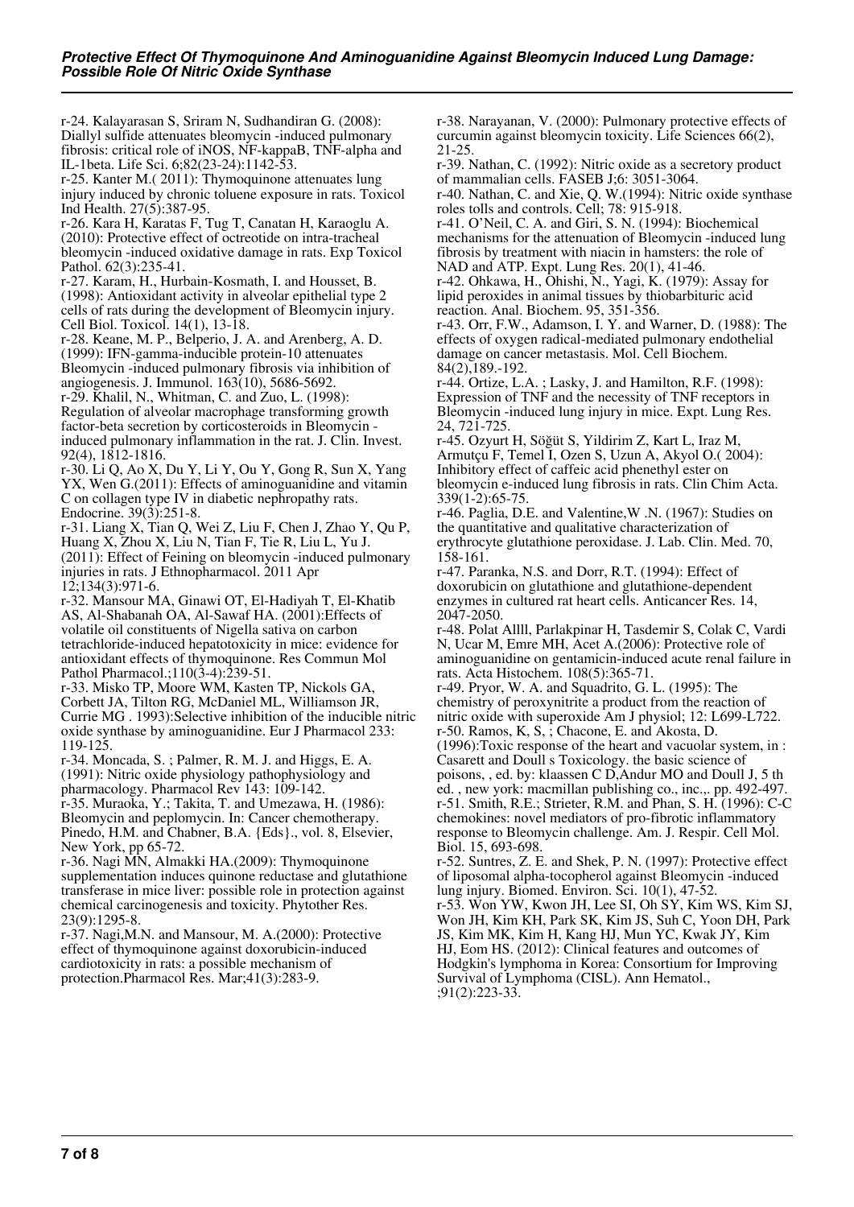r-24. Kalayarasan S, Sriram N, Sudhandiran G. (2008): Diallyl sulfide attenuates bleomycin -induced pulmonary fibrosis: critical role of iNOS, NF-kappaB, TNF-alpha and IL-1beta. Life Sci. 6;82(23-24):1142-53.

r-25. Kanter M.( 2011): Thymoquinone attenuates lung injury induced by chronic toluene exposure in rats. Toxicol Ind Health. 27(5):387-95.

r-26. Kara H, Karatas F, Tug T, Canatan H, Karaoglu A. (2010): Protective effect of octreotide on intra-tracheal bleomycin -induced oxidative damage in rats. Exp Toxicol Pathol. 62(3):235-41.

r-27. Karam, H., Hurbain-Kosmath, I. and Housset, B. (1998): Antioxidant activity in alveolar epithelial type 2 cells of rats during the development of Bleomycin injury. Cell Biol. Toxicol. 14(1), 13-18.

r-28. Keane, M. P., Belperio, J. A. and Arenberg, A. D. (1999): IFN-gamma-inducible protein-10 attenuates Bleomycin -induced pulmonary fibrosis via inhibition of angiogenesis. J. Immunol. 163(10), 5686-5692.

r-29. Khalil, N., Whitman, C. and Zuo, L. (1998): Regulation of alveolar macrophage transforming growth factor-beta secretion by corticosteroids in Bleomycin -induced pulmonary inflammation in the rat. J. Clin. Invest. 92(4), 1812-1816.

r-30. Li Q, Ao X, Du Y, Li Y, Ou Y, Gong R, Sun X, Yang YX, Wen G.(2011): Effects of aminoguanidine and vitamin C on collagen type IV in diabetic nephropathy rats. Endocrine. 39(3):251-8.

r-31. Liang X, Tian Q, Wei Z, Liu F, Chen J, Zhao Y, Qu P, Huang X, Zhou X, Liu N, Tian F, Tie R, Liu L, Yu J. (2011): Effect of Feining on bleomycin -induced pulmonary injuries in rats. J Ethnopharmacol. 2011 Apr 12;134(3):971-6.

r-32. Mansour MA, Ginawi OT, El-Hadiyah T, El-Khatib AS, Al-Shabanah OA, Al-Sawaf HA. (2001):Effects of volatile oil constituents of Nigella sativa on carbon tetrachloride-induced hepatotoxicity in mice: evidence for antioxidant effects of thymoquinone. Res Commun Mol Pathol Pharmacol.;110(3-4):239-51.

r-33. Misko TP, Moore WM, Kasten TP, Nickols GA, Corbett JA, Tilton RG, McDaniel ML, Williamson JR, Currie MG . 1993):Selective inhibition of the inducible nitric oxide synthase by aminoguanidine. Eur J Pharmacol 233: 119-125.

r-34. Moncada, S. ; Palmer, R. M. J. and Higgs, E. A. (1991): Nitric oxide physiology pathophysiology and pharmacology. Pharmacol Rev 143: 109-142.

r-35. Muraoka, Y.; Takita, T. and Umezawa, H. (1986): Bleomycin and peplomycin. In: Cancer chemotherapy. Pinedo, H.M. and Chabner, B.A. {Eds}., vol. 8, Elsevier, New York, pp 65-72.

r-36. Nagi MN, Almakki HA.(2009): Thymoquinone supplementation induces quinone reductase and glutathione transferase in mice liver: possible role in protection against chemical carcinogenesis and toxicity. Phytother Res. 23(9):1295-8.

r-37. Nagi,M.N. and Mansour, M. A.(2000): Protective effect of thymoquinone against doxorubicin-induced cardiotoxicity in rats: a possible mechanism of protection.Pharmacol Res. Mar;41(3):283-9.

r-38. Narayanan, V. (2000): Pulmonary protective effects of curcumin against bleomycin toxicity. Life Sciences 66(2), 21-25.

r-39. Nathan, C. (1992): Nitric oxide as a secretory product of mammalian cells. FASEB J;6: 3051-3064.

r-40. Nathan, C. and Xie, Q. W.(1994): Nitric oxide synthase roles tolls and controls. Cell; 78: 915-918.

r-41. O'Neil, C. A. and Giri, S. N. (1994): Biochemical mechanisms for the attenuation of Bleomycin -induced lung fibrosis by treatment with niacin in hamsters: the role of NAD and ATP. Expt. Lung Res. 20(1), 41-46.

r-42. Ohkawa, H., Ohishi, N., Yagi, K. (1979): Assay for lipid peroxides in animal tissues by thiobarbituric acid reaction. Anal. Biochem. 95, 351-356.

r-43. Orr, F.W., Adamson, I. Y. and Warner, D. (1988): The effects of oxygen radical-mediated pulmonary endothelial damage on cancer metastasis. Mol. Cell Biochem. 84(2),189.-192.

r-44. Ortize, L.A. ; Lasky, J. and Hamilton, R.F. (1998): Expression of TNF and the necessity of TNF receptors in Bleomycin -induced lung injury in mice. Expt. Lung Res. 24, 721-725.

r-45. Ozyurt H, Söğüt S, Yildirim Z, Kart L, Iraz M, Armutçu F, Temel I, Ozen S, Uzun A, Akyol O.( 2004): Inhibitory effect of caffeic acid phenethyl ester on bleomycin e-induced lung fibrosis in rats. Clin Chim Acta. 339(1-2):65-75.

r-46. Paglia, D.E. and Valentine,W .N. (1967): Studies on the quantitative and qualitative characterization of erythrocyte glutathione peroxidase. J. Lab. Clin. Med. 70, 158-161.

r-47. Paranka, N.S. and Dorr, R.T. (1994): Effect of doxorubicin on glutathione and glutathione-dependent enzymes in cultured rat heart cells. Anticancer Res. 14, 2047-2050.

r-48. Polat Allll, Parlakpinar H, Tasdemir S, Colak C, Vardi N, Ucar M, Emre MH, Acet A.(2006): Protective role of aminoguanidine on gentamicin-induced acute renal failure in rats. Acta Histochem. 108(5):365-71.

r-49. Pryor, W. A. and Squadrito, G. L. (1995): The chemistry of peroxynitrite a product from the reaction of nitric oxide with superoxide Am J physiol; 12: L699-L722.

r-50. Ramos, K, S, ; Chacone, E. and Akosta, D. (1996):Toxic response of the heart and vacuolar system, in : Casarett and Doull s Toxicology. the basic science of poisons, , ed. by: klaassen C D,Andur MO and Doull J, 5 th ed. , new york: macmillan publishing co., inc.,. pp. 492-497.

r-51. Smith, R.E.; Strieter, R.M. and Phan, S. H. (1996): C-C chemokines: novel mediators of pro-fibrotic inflammatory response to Bleomycin challenge. Am. J. Respir. Cell Mol. Biol. 15, 693-698.

r-52. Suntres, Z. E. and Shek, P. N. (1997): Protective effect of liposomal alpha-tocopherol against Bleomycin -induced lung injury. Biomed. Environ. Sci. 10(1), 47-52.

r-53. Won YW, Kwon JH, Lee SI, Oh SY, Kim WS, Kim SJ, Won JH, Kim KH, Park SK, Kim JS, Suh C, Yoon DH, Park JS, Kim MK, Kim H, Kang HJ, Mun YC, Kwak JY, Kim HJ, Eom HS. (2012): Clinical features and outcomes of Hodgkin's lymphoma in Korea: Consortium for Improving Survival of Lymphoma (CISL). Ann Hematol., ;91(2):223-33.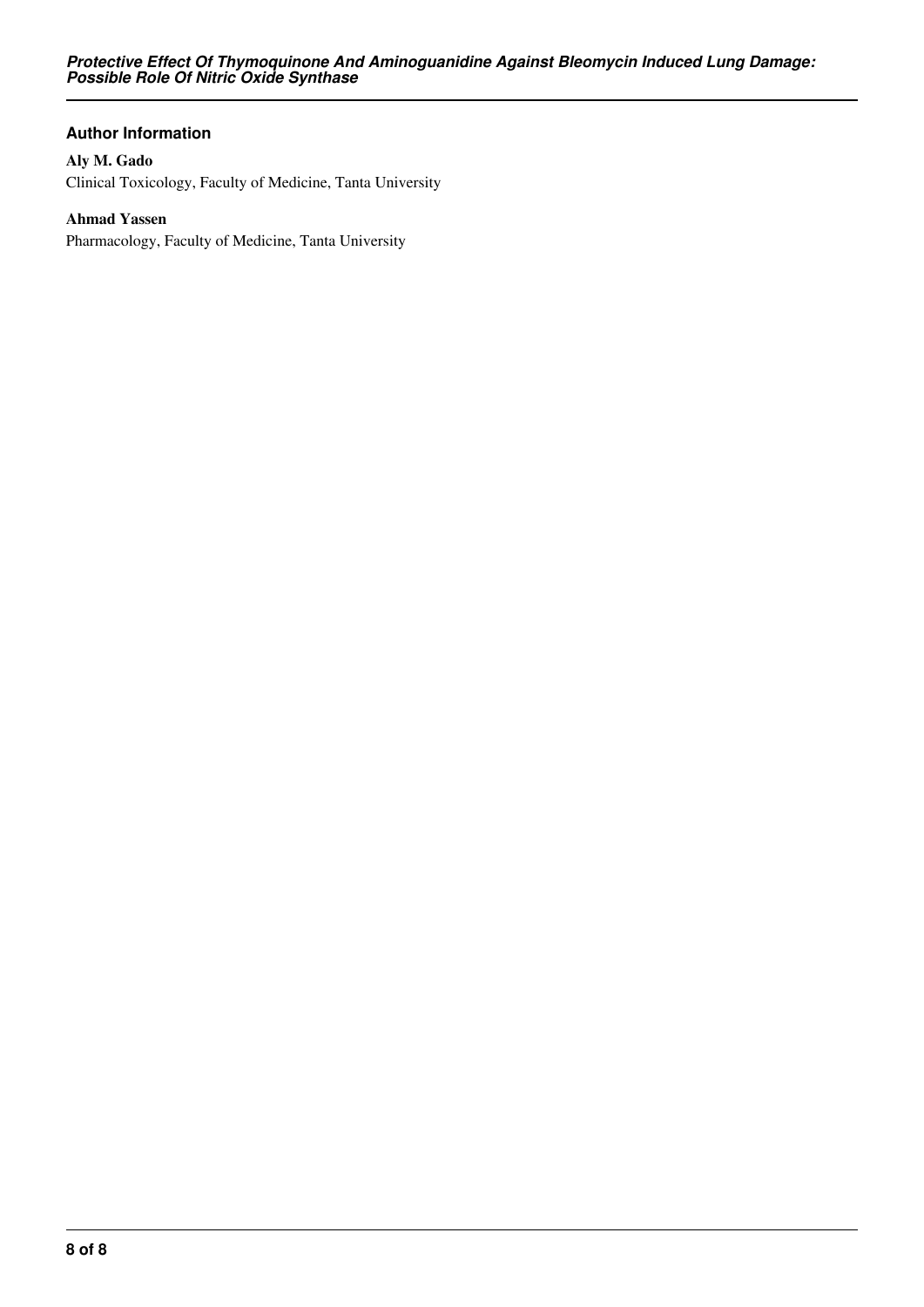## Author Information

**Aly M. Gado**
Clinical Toxicology, Faculty of Medicine, Tanta University

**Ahmad Yassen**
Pharmacology, Faculty of Medicine, Tanta University